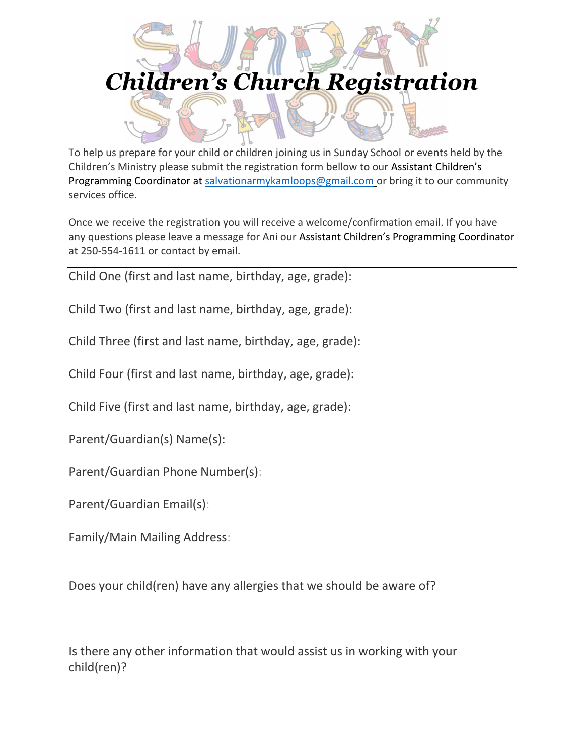# *Children's Church Registration*

To help us prepare for your child or children joining us in Sunday School or events held by the Children's Ministry please submit the registration form bellow to our Assistant Children's Programming Coordinator at salvationarmykamloops@gmail.com or bring it to our community services office.

Once we receive the registration you will receive a welcome/confirmation email. If you have any questions please leave a message for Ani our Assistant Children's Programming Coordinator at 250-554-1611 or contact by email.

---

Child One (first and last name, birthday, age, grade):

Child Two (first and last name, birthday, age, grade):

Child Three (first and last name, birthday, age, grade):

Child Four (first and last name, birthday, age, grade):

Child Five (first and last name, birthday, age, grade):

Parent/Guardian(s) Name(s):

Parent/Guardian Phone Number(s):

Parent/Guardian Email(s):

Family/Main Mailing Address:

Does your child(ren) have any allergies that we should be aware of?

Is there any other information that would assist us in working with your child(ren)?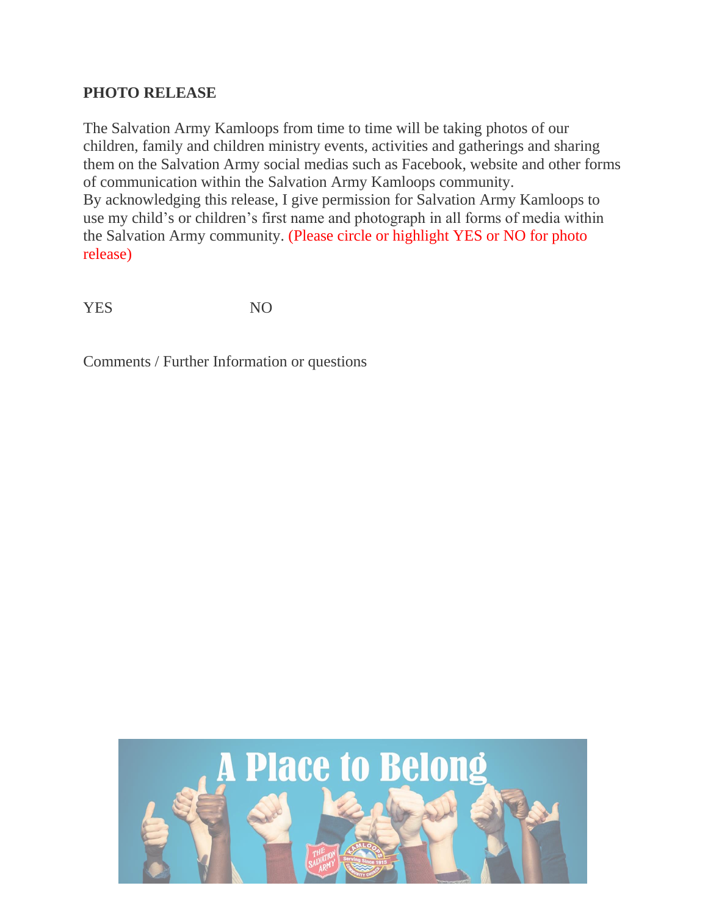**PHOTO RELEASE**

The Salvation Army Kamloops from time to time will be taking photos of our children, family and children ministry events, activities and gatherings and sharing them on the Salvation Army social medias such as Facebook, website and other forms of communication within the Salvation Army Kamloops community.
By acknowledging this release, I give permission for Salvation Army Kamloops to use my child's or children's first name and photograph in all forms of media within the Salvation Army community. (Please circle or highlight YES or NO for photo release)

YES NO

Comments / Further Information or questions